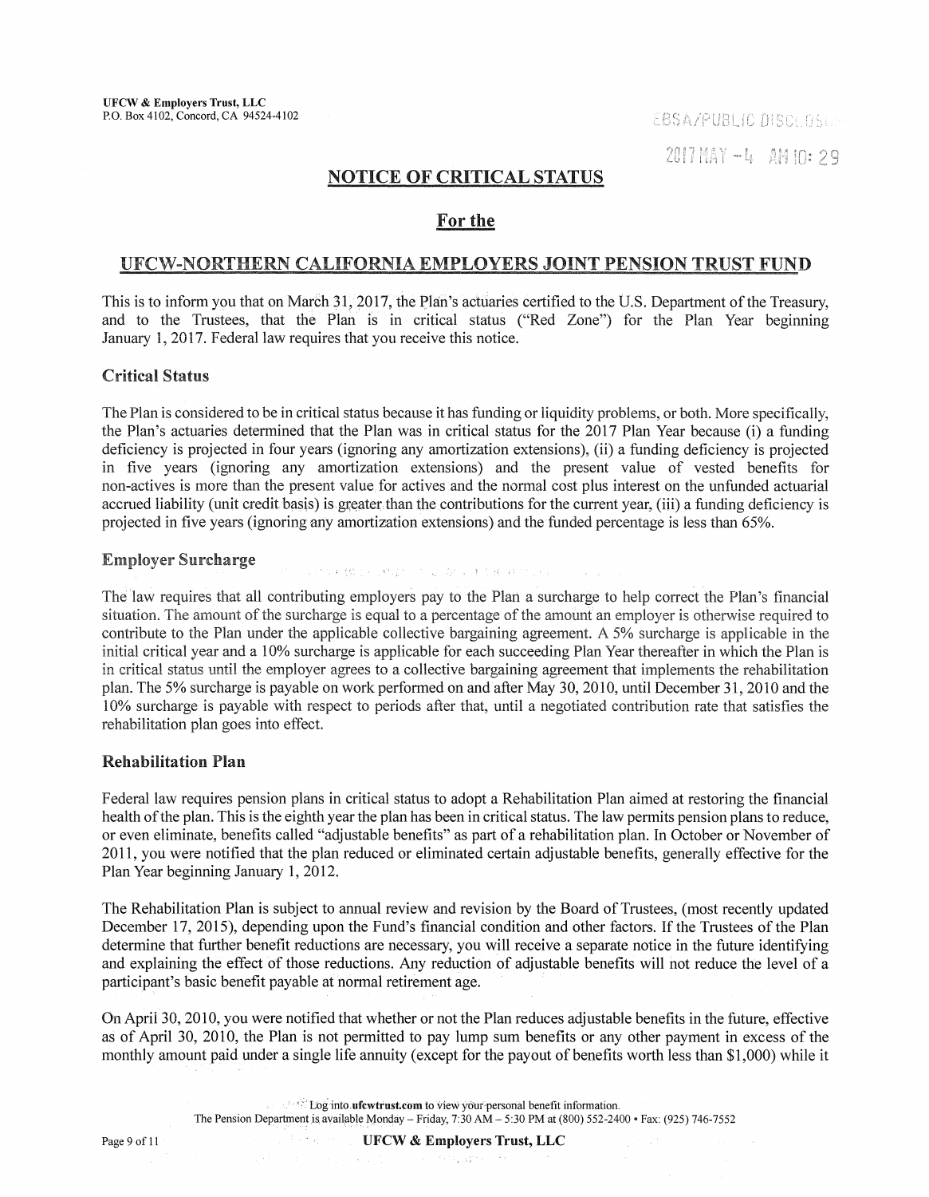UFCW & Employers Trust, LLC
P.O. Box 4102, Concord, CA 94524-4102

EBSA/PUBLIC DISCLOSURE

2017 MAY -4 AM 10: 29

# NOTICE OF CRITICAL STATUS

## For the

## UFCW-NORTHERN CALIFORNIA EMPLOYERS JOINT PENSION TRUST FUND

This is to inform you that on March 31, 2017, the Plan's actuaries certified to the U.S. Department of the Treasury, and to the Trustees, that the Plan is in critical status ("Red Zone") for the Plan Year beginning January 1, 2017. Federal law requires that you receive this notice.

### Critical Status

The Plan is considered to be in critical status because it has funding or liquidity problems, or both. More specifically, the Plan's actuaries determined that the Plan was in critical status for the 2017 Plan Year because (i) a funding deficiency is projected in four years (ignoring any amortization extensions), (ii) a funding deficiency is projected in five years (ignoring any amortization extensions) and the present value of vested benefits for non-actives is more than the present value for actives and the normal cost plus interest on the unfunded actuarial accrued liability (unit credit basis) is greater than the contributions for the current year, (iii) a funding deficiency is projected in five years (ignoring any amortization extensions) and the funded percentage is less than 65%.

### Employer Surcharge

The law requires that all contributing employers pay to the Plan a surcharge to help correct the Plan's financial situation. The amount of the surcharge is equal to a percentage of the amount an employer is otherwise required to contribute to the Plan under the applicable collective bargaining agreement. A 5% surcharge is applicable in the initial critical year and a 10% surcharge is applicable for each succeeding Plan Year thereafter in which the Plan is in critical status until the employer agrees to a collective bargaining agreement that implements the rehabilitation plan. The 5% surcharge is payable on work performed on and after May 30, 2010, until December 31, 2010 and the 10% surcharge is payable with respect to periods after that, until a negotiated contribution rate that satisfies the rehabilitation plan goes into effect.

### Rehabilitation Plan

Federal law requires pension plans in critical status to adopt a Rehabilitation Plan aimed at restoring the financial health of the plan. This is the eighth year the plan has been in critical status. The law permits pension plans to reduce, or even eliminate, benefits called "adjustable benefits" as part of a rehabilitation plan. In October or November of 2011, you were notified that the plan reduced or eliminated certain adjustable benefits, generally effective for the Plan Year beginning January 1, 2012.

The Rehabilitation Plan is subject to annual review and revision by the Board of Trustees, (most recently updated December 17, 2015), depending upon the Fund's financial condition and other factors. If the Trustees of the Plan determine that further benefit reductions are necessary, you will receive a separate notice in the future identifying and explaining the effect of those reductions. Any reduction of adjustable benefits will not reduce the level of a participant's basic benefit payable at normal retirement age.

On April 30, 2010, you were notified that whether or not the Plan reduces adjustable benefits in the future, effective as of April 30, 2010, the Plan is not permitted to pay lump sum benefits or any other payment in excess of the monthly amount paid under a single life annuity (except for the payout of benefits worth less than $1,000) while it

Log into **ufcwtrust.com** to view your personal benefit information.
The Pension Department is available Monday – Friday, 7:30 AM – 5:30 PM at (800) 552-2400 • Fax: (925) 746-7552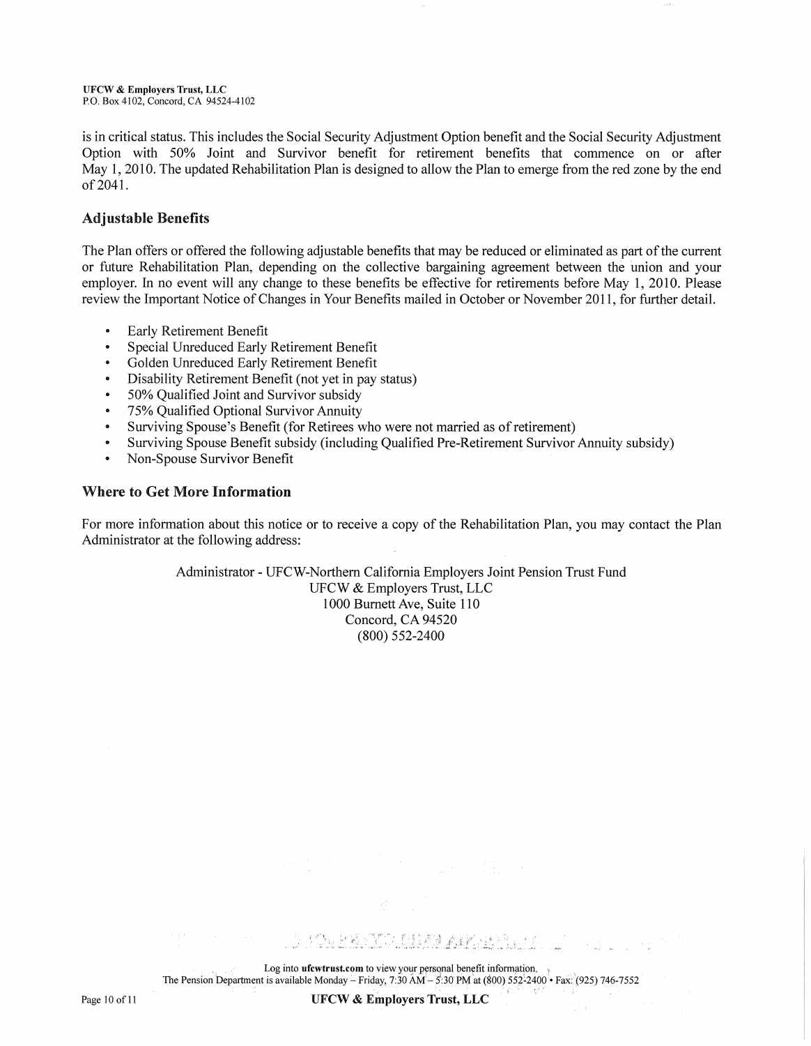is in critical status. This includes the Social Security Adjustment Option benefit and the Social Security Adjustment Option with 50% Joint and Survivor benefit for retirement benefits that commence on or after May 1, 2010. The updated Rehabilitation Plan is designed to allow the Plan to emerge from the red zone by the end of 2041.

## Adjustable Benefits

The Plan offers or offered the following adjustable benefits that may be reduced or eliminated as part of the current or future Rehabilitation Plan, depending on the collective bargaining agreement between the union and your employer. In no event will any change to these benefits be effective for retirements before May 1, 2010. Please review the Important Notice of Changes in Your Benefits mailed in October or November 2011, for further detail.

- Early Retirement Benefit
- Special Unreduced Early Retirement Benefit
- Golden Unreduced Early Retirement Benefit
- Disability Retirement Benefit (not yet in pay status)
- 50% Qualified Joint and Survivor subsidy
- 75% Qualified Optional Survivor Annuity
- Surviving Spouse's Benefit (for Retirees who were not married as of retirement)
- Surviving Spouse Benefit subsidy (including Qualified Pre-Retirement Survivor Annuity subsidy)
- Non-Spouse Survivor Benefit

## Where to Get More Information

For more information about this notice or to receive a copy of the Rehabilitation Plan, you may contact the Plan Administrator at the following address:

Administrator - UFCW-Northern California Employers Joint Pension Trust Fund
UFCW & Employers Trust, LLC
1000 Burnett Ave, Suite 110
Concord, CA 94520
(800) 552-2400